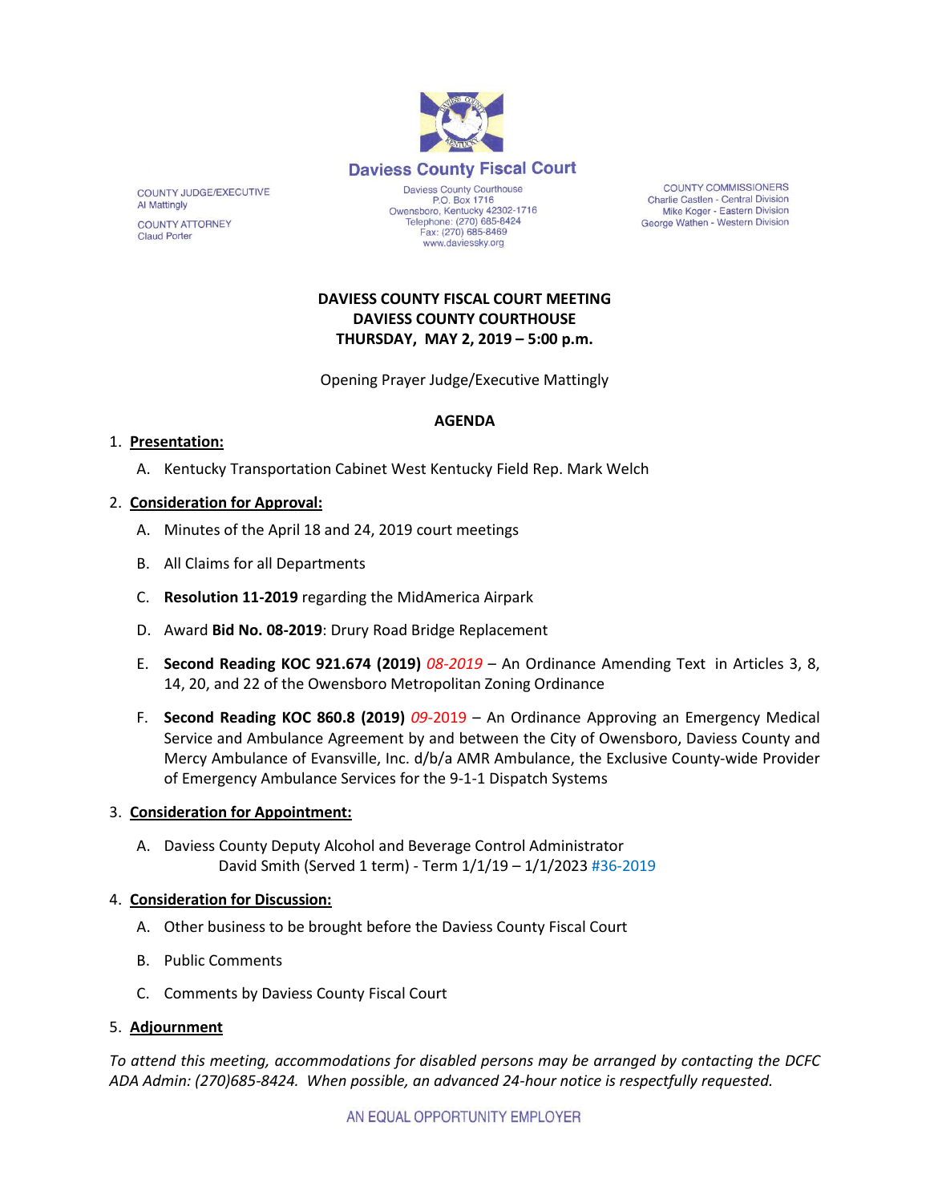# Daviess County Fiscal Court

COUNTY JUDGE/EXECUTIVE
Al Mattingly

COUNTY ATTORNEY
Claud Porter

Daviess County Courthouse
P.O. Box 1716
Owensboro, Kentucky 42302-1716
Telephone: (270) 685-8424
Fax: (270) 685-8469
www.daviessky.org

COUNTY COMMISSIONERS
Charlie Castlen - Central Division
Mike Koger - Eastern Division
George Wathen - Western Division

**DAVIESS COUNTY FISCAL COURT MEETING**
**DAVIESS COUNTY COURTHOUSE**
**THURSDAY, MAY 2, 2019 – 5:00 p.m.**

Opening Prayer Judge/Executive Mattingly

## AGENDA

1. **Presentation:**
   - A. Kentucky Transportation Cabinet West Kentucky Field Rep. Mark Welch

2. **Consideration for Approval:**
   - A. Minutes of the April 18 and 24, 2019 court meetings
   - B. All Claims for all Departments
   - C. **Resolution 11-2019** regarding the MidAmerica Airpark
   - D. Award **Bid No. 08-2019**: Drury Road Bridge Replacement
   - E. **Second Reading KOC 921.674 (2019)** *08-2019* – An Ordinance Amending Text in Articles 3, 8, 14, 20, and 22 of the Owensboro Metropolitan Zoning Ordinance
   - F. **Second Reading KOC 860.8 (2019)** *09*-2019 – An Ordinance Approving an Emergency Medical Service and Ambulance Agreement by and between the City of Owensboro, Daviess County and Mercy Ambulance of Evansville, Inc. d/b/a AMR Ambulance, the Exclusive County-wide Provider of Emergency Ambulance Services for the 9-1-1 Dispatch Systems

3. **Consideration for Appointment:**
   - A. Daviess County Deputy Alcohol and Beverage Control Administrator
     David Smith (Served 1 term) - Term 1/1/19 – 1/1/2023 #36-2019

4. **Consideration for Discussion:**
   - A. Other business to be brought before the Daviess County Fiscal Court
   - B. Public Comments
   - C. Comments by Daviess County Fiscal Court

5. **Adjournment**

*To attend this meeting, accommodations for disabled persons may be arranged by contacting the DCFC ADA Admin: (270)685-8424. When possible, an advanced 24-hour notice is respectfully requested.*

AN EQUAL OPPORTUNITY EMPLOYER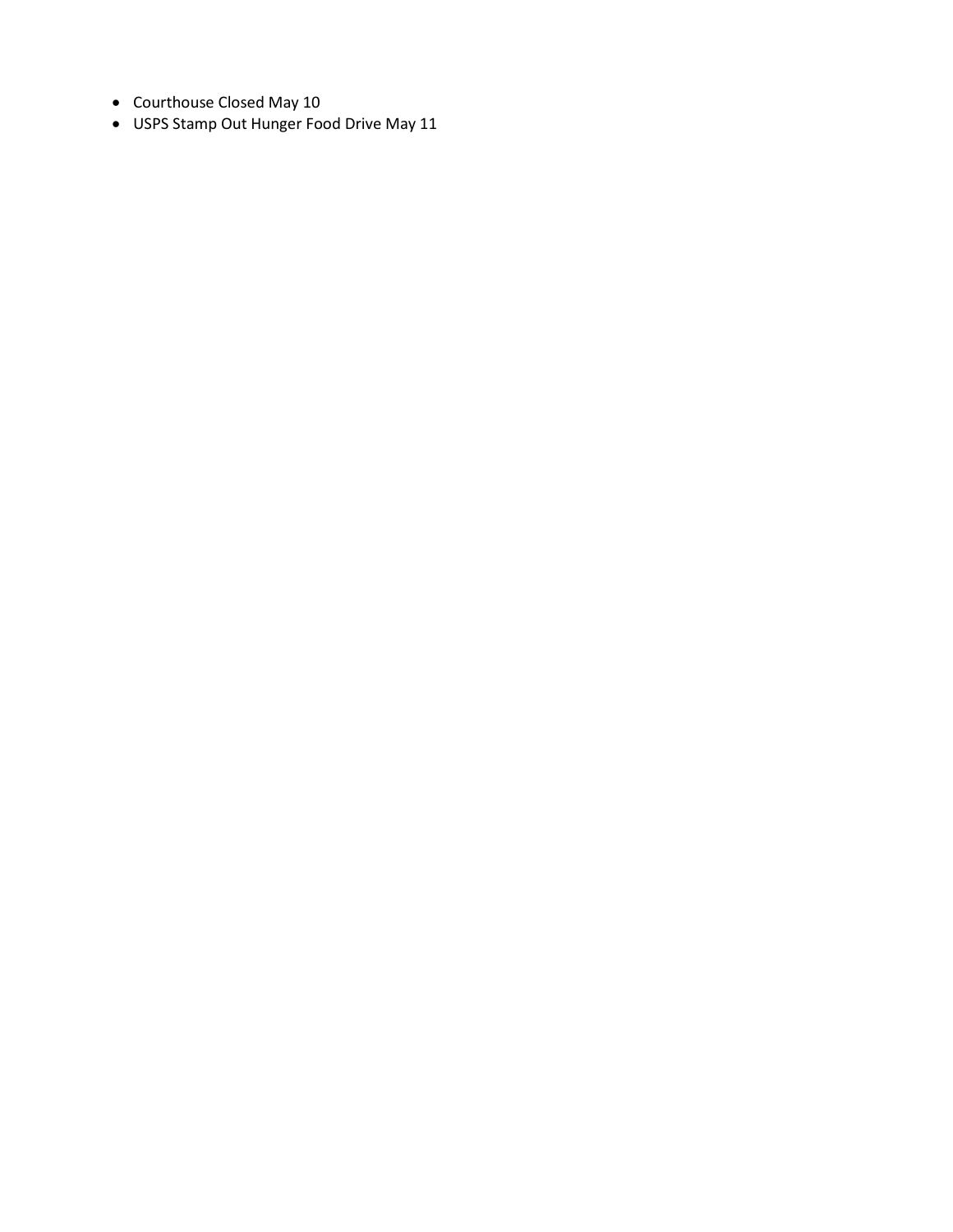- Courthouse Closed May 10
- USPS Stamp Out Hunger Food Drive May 11